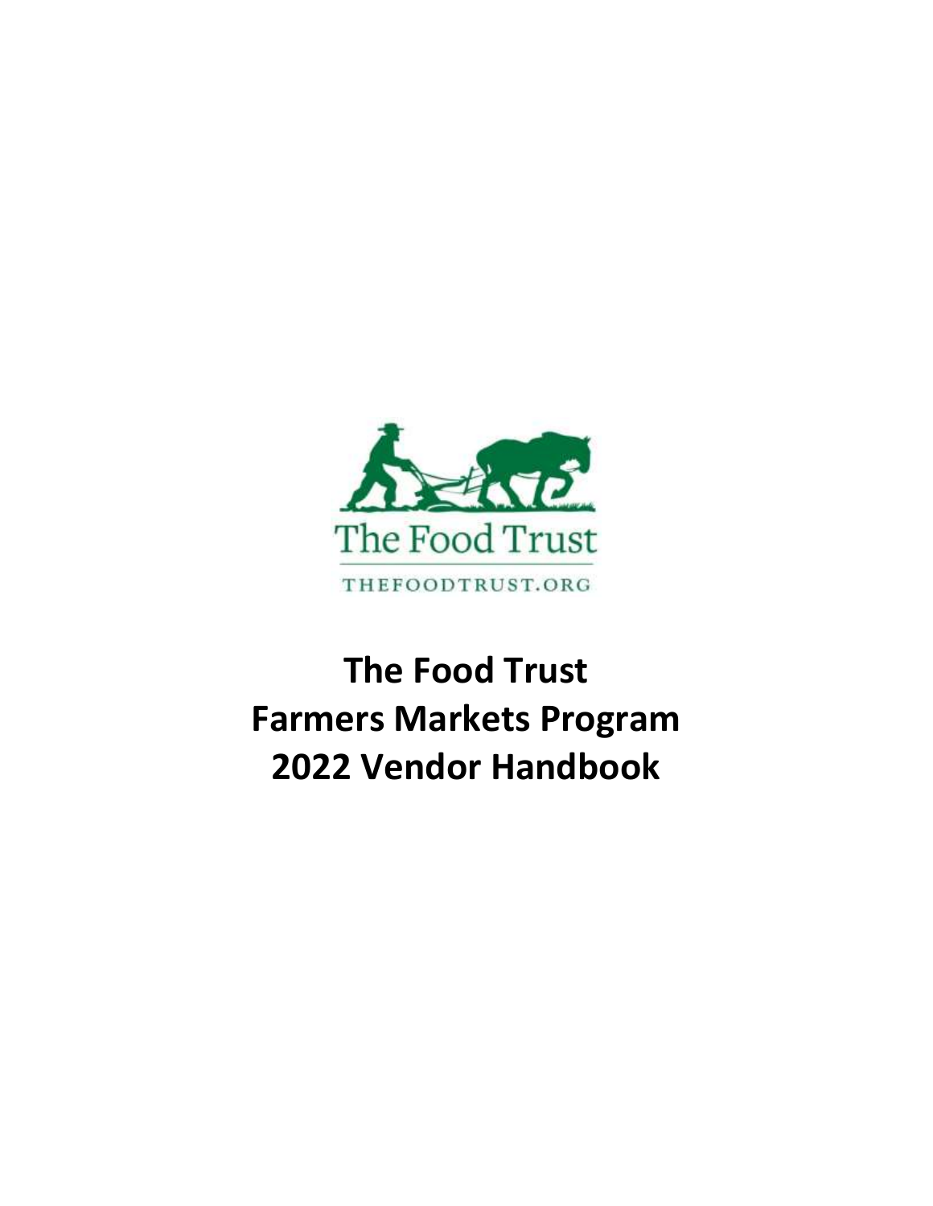The Food Trust

THEFOODTRUST.ORG

# The Food Trust
# Farmers Markets Program
# 2022 Vendor Handbook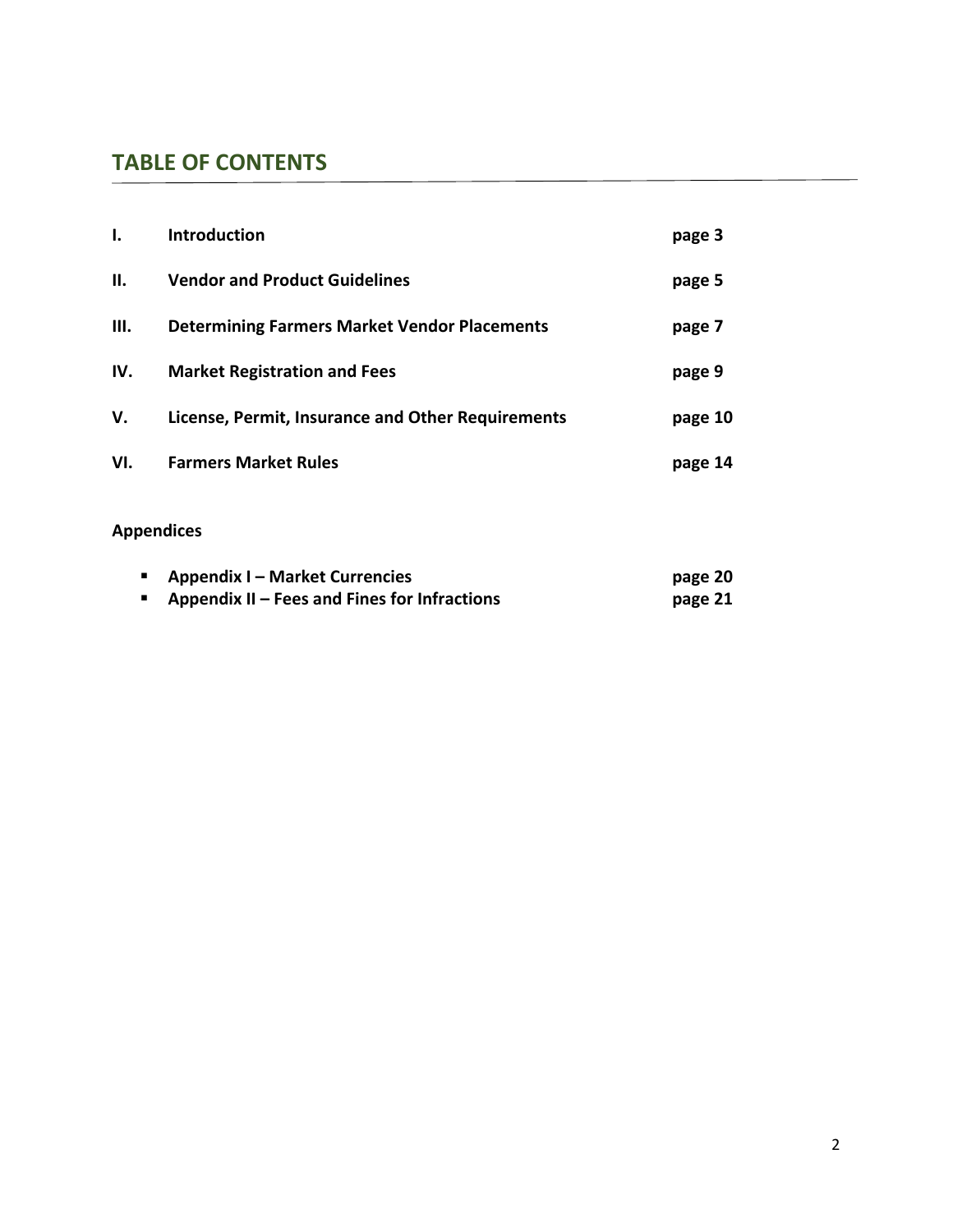## TABLE OF CONTENTS

| | | |
|---|---|---|
| **I.** | **Introduction** | **page 3** |
| **II.** | **Vendor and Product Guidelines** | **page 5** |
| **III.** | **Determining Farmers Market Vendor Placements** | **page 7** |
| **IV.** | **Market Registration and Fees** | **page 9** |
| **V.** | **License, Permit, Insurance and Other Requirements** | **page 10** |
| **VI.** | **Farmers Market Rules** | **page 14** |

**Appendices**

- **Appendix I – Market Currencies** **page 20**
- **Appendix II – Fees and Fines for Infractions** **page 21**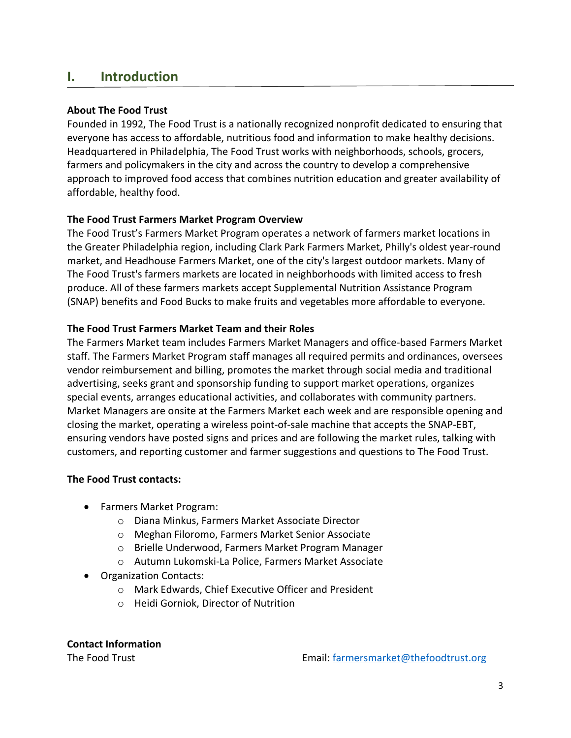# I. Introduction

**About The Food Trust**

Founded in 1992, The Food Trust is a nationally recognized nonprofit dedicated to ensuring that everyone has access to affordable, nutritious food and information to make healthy decisions. Headquartered in Philadelphia, The Food Trust works with neighborhoods, schools, grocers, farmers and policymakers in the city and across the country to develop a comprehensive approach to improved food access that combines nutrition education and greater availability of affordable, healthy food.

**The Food Trust Farmers Market Program Overview**

The Food Trust's Farmers Market Program operates a network of farmers market locations in the Greater Philadelphia region, including Clark Park Farmers Market, Philly's oldest year-round market, and Headhouse Farmers Market, one of the city's largest outdoor markets. Many of The Food Trust's farmers markets are located in neighborhoods with limited access to fresh produce. All of these farmers markets accept Supplemental Nutrition Assistance Program (SNAP) benefits and Food Bucks to make fruits and vegetables more affordable to everyone.

**The Food Trust Farmers Market Team and their Roles**

The Farmers Market team includes Farmers Market Managers and office-based Farmers Market staff. The Farmers Market Program staff manages all required permits and ordinances, oversees vendor reimbursement and billing, promotes the market through social media and traditional advertising, seeks grant and sponsorship funding to support market operations, organizes special events, arranges educational activities, and collaborates with community partners. Market Managers are onsite at the Farmers Market each week and are responsible opening and closing the market, operating a wireless point-of-sale machine that accepts the SNAP-EBT, ensuring vendors have posted signs and prices and are following the market rules, talking with customers, and reporting customer and farmer suggestions and questions to The Food Trust.

**The Food Trust contacts:**

- Farmers Market Program:
  - Diana Minkus, Farmers Market Associate Director
  - Meghan Filoromo, Farmers Market Senior Associate
  - Brielle Underwood, Farmers Market Program Manager
  - Autumn Lukomski-La Police, Farmers Market Associate
- Organization Contacts:
  - Mark Edwards, Chief Executive Officer and President
  - Heidi Gorniok, Director of Nutrition

**Contact Information**

The Food Trust

Email: farmersmarket@thefoodtrust.org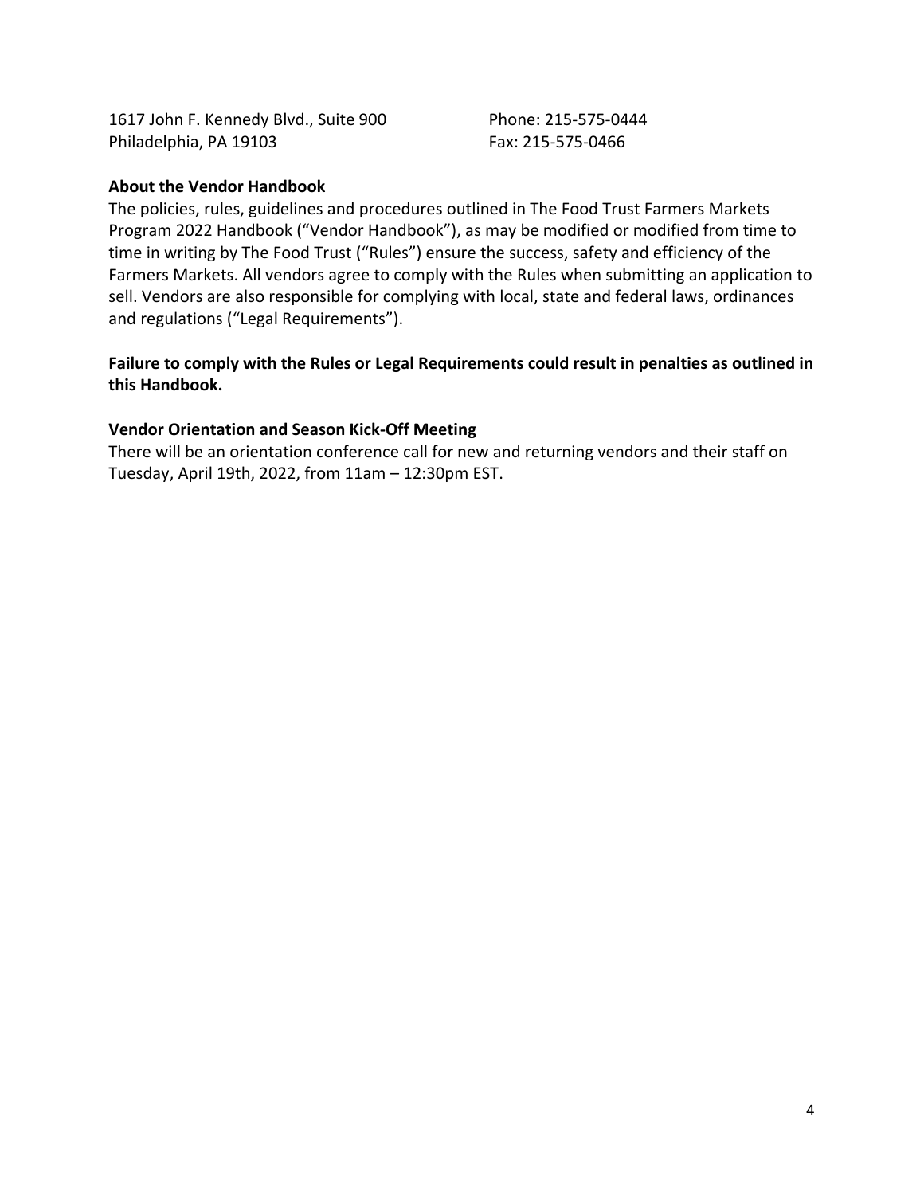1617 John F. Kennedy Blvd., Suite 900
Philadelphia, PA 19103

Phone: 215-575-0444
Fax: 215-575-0466

**About the Vendor Handbook**

The policies, rules, guidelines and procedures outlined in The Food Trust Farmers Markets Program 2022 Handbook ("Vendor Handbook"), as may be modified or modified from time to time in writing by The Food Trust ("Rules") ensure the success, safety and efficiency of the Farmers Markets. All vendors agree to comply with the Rules when submitting an application to sell. Vendors are also responsible for complying with local, state and federal laws, ordinances and regulations ("Legal Requirements").

**Failure to comply with the Rules or Legal Requirements could result in penalties as outlined in this Handbook.**

**Vendor Orientation and Season Kick-Off Meeting**

There will be an orientation conference call for new and returning vendors and their staff on Tuesday, April 19th, 2022, from 11am – 12:30pm EST.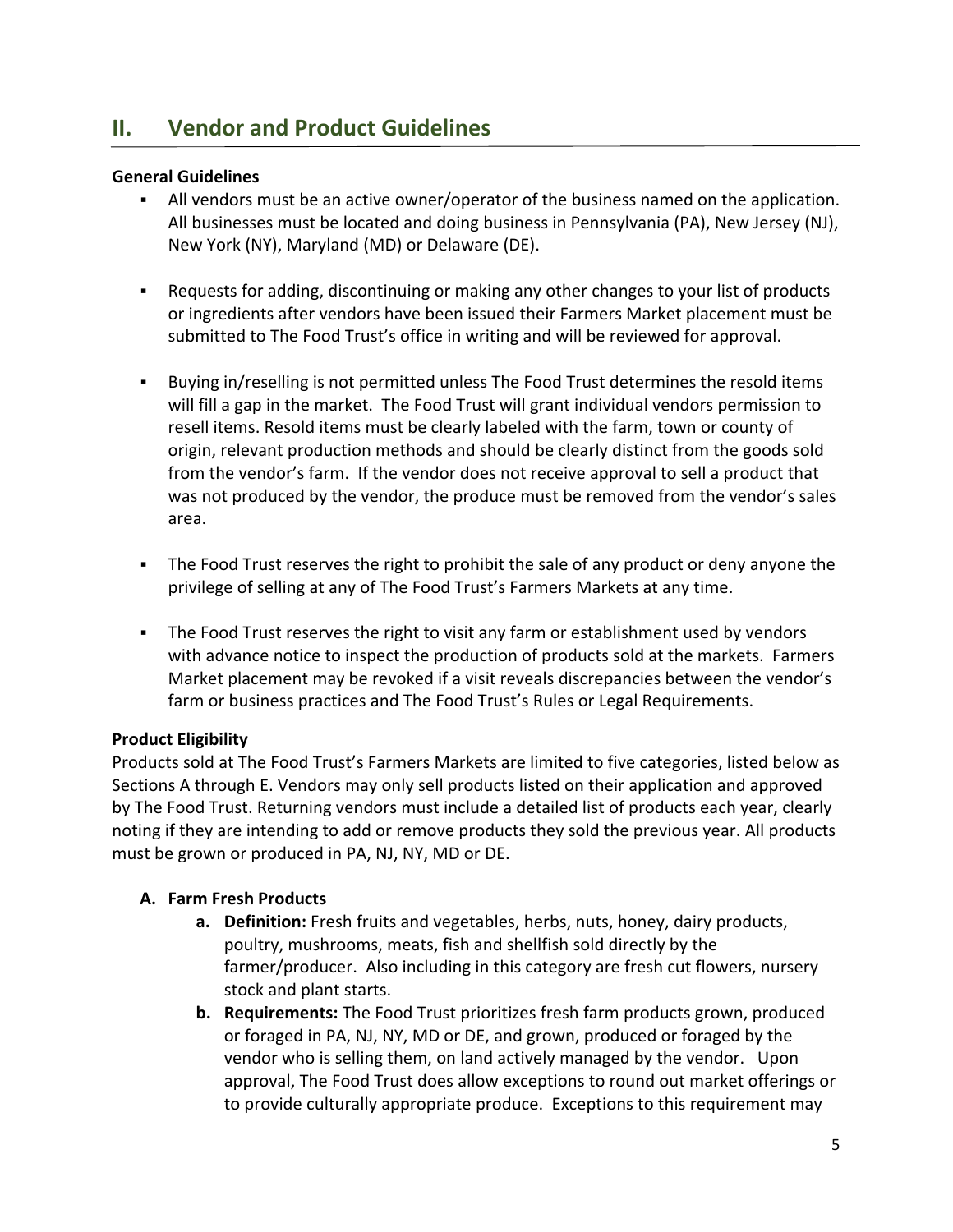## II. Vendor and Product Guidelines

**General Guidelines**

- All vendors must be an active owner/operator of the business named on the application. All businesses must be located and doing business in Pennsylvania (PA), New Jersey (NJ), New York (NY), Maryland (MD) or Delaware (DE).

- Requests for adding, discontinuing or making any other changes to your list of products or ingredients after vendors have been issued their Farmers Market placement must be submitted to The Food Trust's office in writing and will be reviewed for approval.

- Buying in/reselling is not permitted unless The Food Trust determines the resold items will fill a gap in the market. The Food Trust will grant individual vendors permission to resell items. Resold items must be clearly labeled with the farm, town or county of origin, relevant production methods and should be clearly distinct from the goods sold from the vendor's farm. If the vendor does not receive approval to sell a product that was not produced by the vendor, the produce must be removed from the vendor's sales area.

- The Food Trust reserves the right to prohibit the sale of any product or deny anyone the privilege of selling at any of The Food Trust's Farmers Markets at any time.

- The Food Trust reserves the right to visit any farm or establishment used by vendors with advance notice to inspect the production of products sold at the markets. Farmers Market placement may be revoked if a visit reveals discrepancies between the vendor's farm or business practices and The Food Trust's Rules or Legal Requirements.

**Product Eligibility**

Products sold at The Food Trust's Farmers Markets are limited to five categories, listed below as Sections A through E. Vendors may only sell products listed on their application and approved by The Food Trust. Returning vendors must include a detailed list of products each year, clearly noting if they are intending to add or remove products they sold the previous year. All products must be grown or produced in PA, NJ, NY, MD or DE.

**A. Farm Fresh Products**

a. **Definition:** Fresh fruits and vegetables, herbs, nuts, honey, dairy products, poultry, mushrooms, meats, fish and shellfish sold directly by the farmer/producer. Also including in this category are fresh cut flowers, nursery stock and plant starts.

b. **Requirements:** The Food Trust prioritizes fresh farm products grown, produced or foraged in PA, NJ, NY, MD or DE, and grown, produced or foraged by the vendor who is selling them, on land actively managed by the vendor. Upon approval, The Food Trust does allow exceptions to round out market offerings or to provide culturally appropriate produce. Exceptions to this requirement may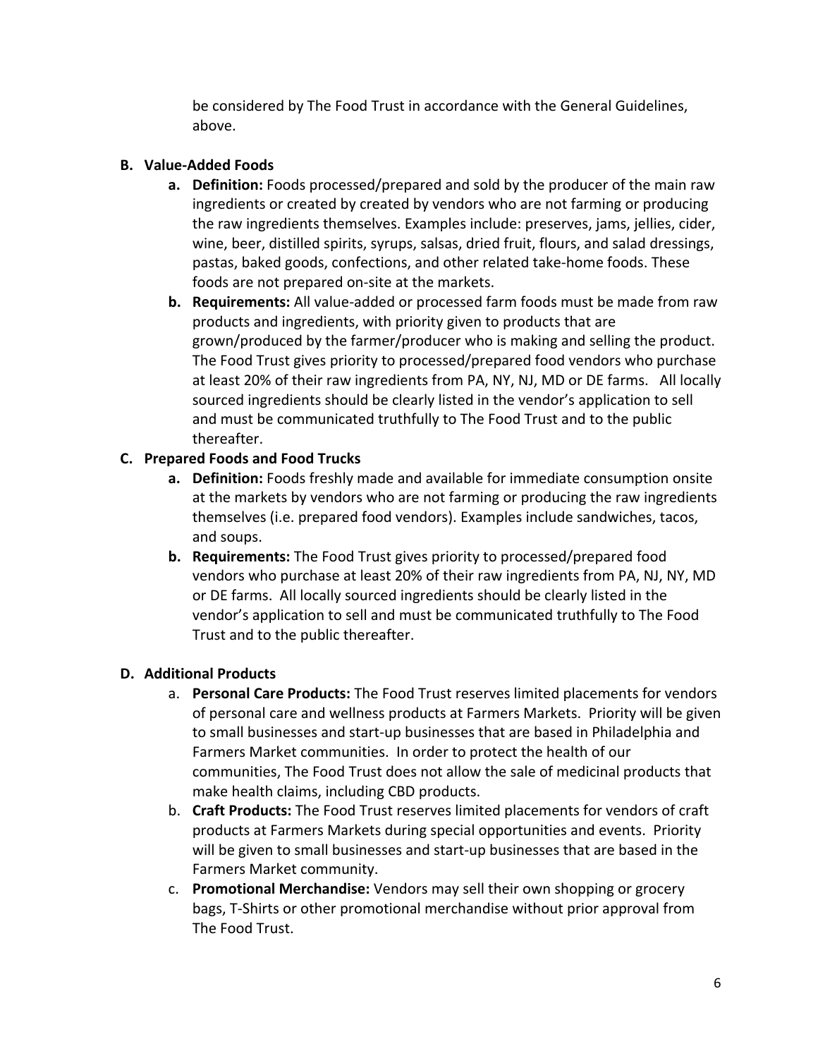be considered by The Food Trust in accordance with the General Guidelines, above.

**B. Value-Added Foods**

- **a. Definition:** Foods processed/prepared and sold by the producer of the main raw ingredients or created by created by vendors who are not farming or producing the raw ingredients themselves. Examples include: preserves, jams, jellies, cider, wine, beer, distilled spirits, syrups, salsas, dried fruit, flours, and salad dressings, pastas, baked goods, confections, and other related take-home foods. These foods are not prepared on-site at the markets.
- **b. Requirements:** All value-added or processed farm foods must be made from raw products and ingredients, with priority given to products that are grown/produced by the farmer/producer who is making and selling the product. The Food Trust gives priority to processed/prepared food vendors who purchase at least 20% of their raw ingredients from PA, NY, NJ, MD or DE farms. All locally sourced ingredients should be clearly listed in the vendor's application to sell and must be communicated truthfully to The Food Trust and to the public thereafter.

**C. Prepared Foods and Food Trucks**

- **a. Definition:** Foods freshly made and available for immediate consumption onsite at the markets by vendors who are not farming or producing the raw ingredients themselves (i.e. prepared food vendors). Examples include sandwiches, tacos, and soups.
- **b. Requirements:** The Food Trust gives priority to processed/prepared food vendors who purchase at least 20% of their raw ingredients from PA, NJ, NY, MD or DE farms. All locally sourced ingredients should be clearly listed in the vendor's application to sell and must be communicated truthfully to The Food Trust and to the public thereafter.

**D. Additional Products**

- a. **Personal Care Products:** The Food Trust reserves limited placements for vendors of personal care and wellness products at Farmers Markets. Priority will be given to small businesses and start-up businesses that are based in Philadelphia and Farmers Market communities. In order to protect the health of our communities, The Food Trust does not allow the sale of medicinal products that make health claims, including CBD products.
- b. **Craft Products:** The Food Trust reserves limited placements for vendors of craft products at Farmers Markets during special opportunities and events. Priority will be given to small businesses and start-up businesses that are based in the Farmers Market community.
- c. **Promotional Merchandise:** Vendors may sell their own shopping or grocery bags, T-Shirts or other promotional merchandise without prior approval from The Food Trust.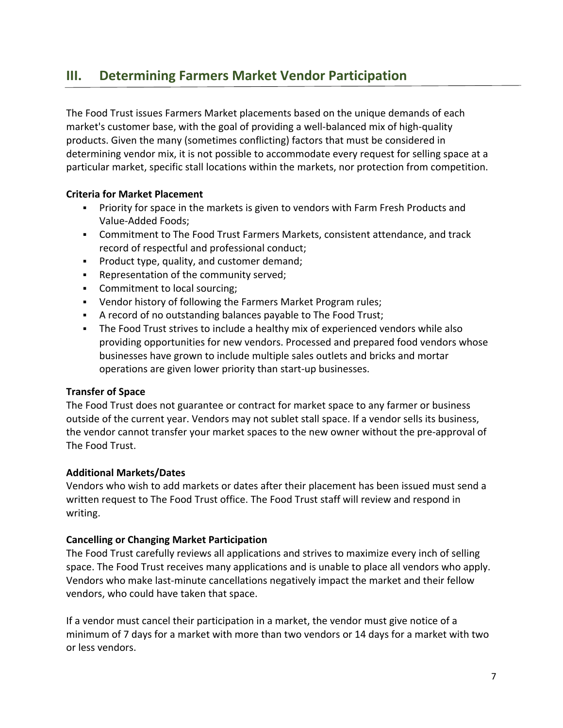## III. Determining Farmers Market Vendor Participation

The Food Trust issues Farmers Market placements based on the unique demands of each market's customer base, with the goal of providing a well-balanced mix of high-quality products. Given the many (sometimes conflicting) factors that must be considered in determining vendor mix, it is not possible to accommodate every request for selling space at a particular market, specific stall locations within the markets, nor protection from competition.

**Criteria for Market Placement**

- Priority for space in the markets is given to vendors with Farm Fresh Products and Value-Added Foods;
- Commitment to The Food Trust Farmers Markets, consistent attendance, and track record of respectful and professional conduct;
- Product type, quality, and customer demand;
- Representation of the community served;
- Commitment to local sourcing;
- Vendor history of following the Farmers Market Program rules;
- A record of no outstanding balances payable to The Food Trust;
- The Food Trust strives to include a healthy mix of experienced vendors while also providing opportunities for new vendors. Processed and prepared food vendors whose businesses have grown to include multiple sales outlets and bricks and mortar operations are given lower priority than start-up businesses.

**Transfer of Space**

The Food Trust does not guarantee or contract for market space to any farmer or business outside of the current year. Vendors may not sublet stall space. If a vendor sells its business, the vendor cannot transfer your market spaces to the new owner without the pre-approval of The Food Trust.

**Additional Markets/Dates**

Vendors who wish to add markets or dates after their placement has been issued must send a written request to The Food Trust office. The Food Trust staff will review and respond in writing.

**Cancelling or Changing Market Participation**

The Food Trust carefully reviews all applications and strives to maximize every inch of selling space. The Food Trust receives many applications and is unable to place all vendors who apply. Vendors who make last-minute cancellations negatively impact the market and their fellow vendors, who could have taken that space.

If a vendor must cancel their participation in a market, the vendor must give notice of a minimum of 7 days for a market with more than two vendors or 14 days for a market with two or less vendors.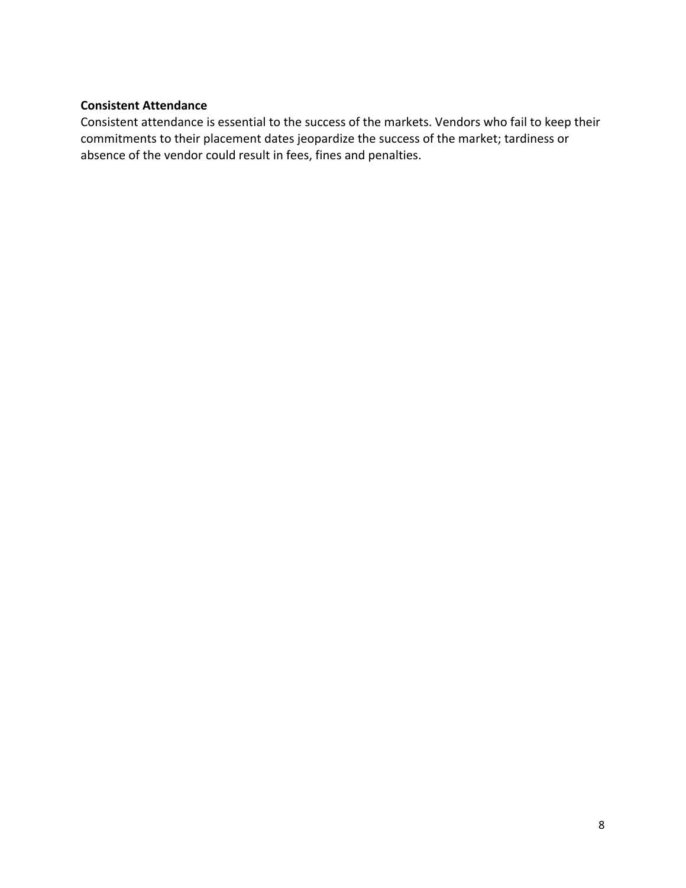**Consistent Attendance**

Consistent attendance is essential to the success of the markets. Vendors who fail to keep their commitments to their placement dates jeopardize the success of the market; tardiness or absence of the vendor could result in fees, fines and penalties.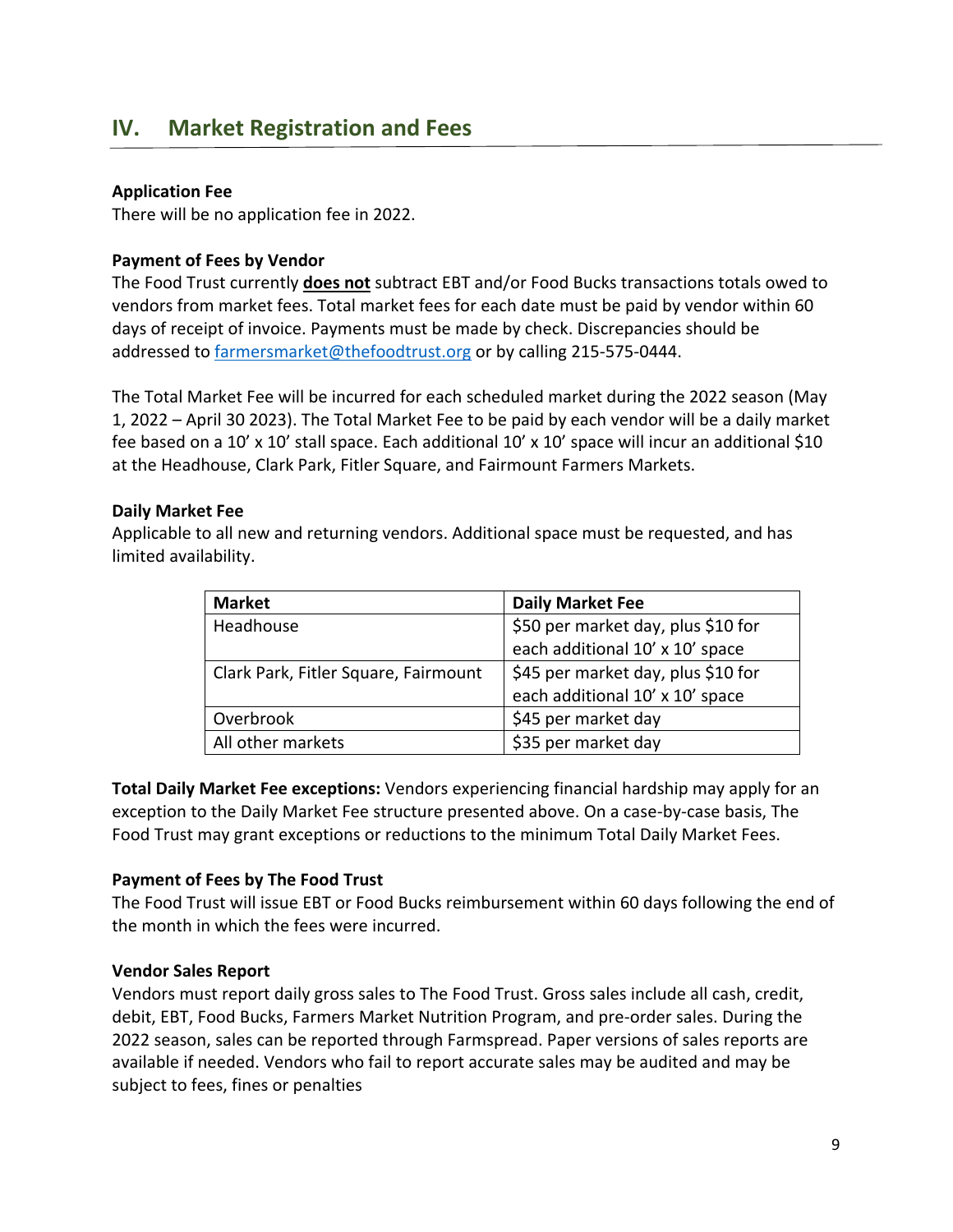## IV. Market Registration and Fees

**Application Fee**

There will be no application fee in 2022.

**Payment of Fees by Vendor**

The Food Trust currently **does not** subtract EBT and/or Food Bucks transactions totals owed to vendors from market fees. Total market fees for each date must be paid by vendor within 60 days of receipt of invoice. Payments must be made by check. Discrepancies should be addressed to farmersmarket@thefoodtrust.org or by calling 215-575-0444.

The Total Market Fee will be incurred for each scheduled market during the 2022 season (May 1, 2022 – April 30 2023). The Total Market Fee to be paid by each vendor will be a daily market fee based on a 10' x 10' stall space. Each additional 10' x 10' space will incur an additional $10 at the Headhouse, Clark Park, Fitler Square, and Fairmount Farmers Markets.

**Daily Market Fee**

Applicable to all new and returning vendors. Additional space must be requested, and has limited availability.

| Market | Daily Market Fee |
|---|---|
| Headhouse | $50 per market day, plus $10 for each additional 10' x 10' space |
| Clark Park, Fitler Square, Fairmount | $45 per market day, plus $10 for each additional 10' x 10' space |
| Overbrook | $45 per market day |
| All other markets | $35 per market day |

**Total Daily Market Fee exceptions:** Vendors experiencing financial hardship may apply for an exception to the Daily Market Fee structure presented above. On a case-by-case basis, The Food Trust may grant exceptions or reductions to the minimum Total Daily Market Fees.

**Payment of Fees by The Food Trust**

The Food Trust will issue EBT or Food Bucks reimbursement within 60 days following the end of the month in which the fees were incurred.

**Vendor Sales Report**

Vendors must report daily gross sales to The Food Trust. Gross sales include all cash, credit, debit, EBT, Food Bucks, Farmers Market Nutrition Program, and pre-order sales. During the 2022 season, sales can be reported through Farmspread. Paper versions of sales reports are available if needed. Vendors who fail to report accurate sales may be audited and may be subject to fees, fines or penalties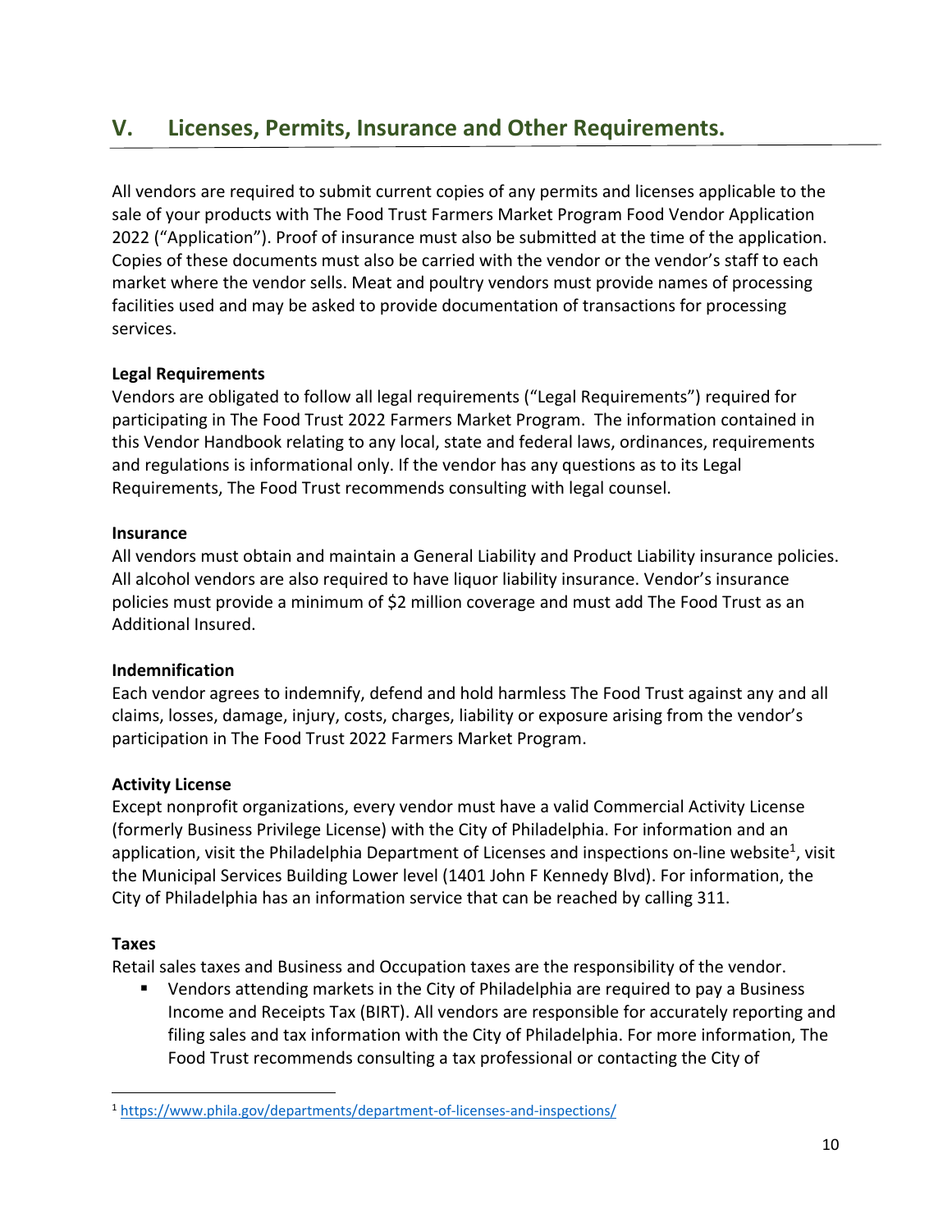## V. Licenses, Permits, Insurance and Other Requirements.

All vendors are required to submit current copies of any permits and licenses applicable to the sale of your products with The Food Trust Farmers Market Program Food Vendor Application 2022 ("Application"). Proof of insurance must also be submitted at the time of the application. Copies of these documents must also be carried with the vendor or the vendor's staff to each market where the vendor sells. Meat and poultry vendors must provide names of processing facilities used and may be asked to provide documentation of transactions for processing services.

**Legal Requirements**

Vendors are obligated to follow all legal requirements ("Legal Requirements") required for participating in The Food Trust 2022 Farmers Market Program. The information contained in this Vendor Handbook relating to any local, state and federal laws, ordinances, requirements and regulations is informational only. If the vendor has any questions as to its Legal Requirements, The Food Trust recommends consulting with legal counsel.

**Insurance**

All vendors must obtain and maintain a General Liability and Product Liability insurance policies. All alcohol vendors are also required to have liquor liability insurance. Vendor's insurance policies must provide a minimum of $2 million coverage and must add The Food Trust as an Additional Insured.

**Indemnification**

Each vendor agrees to indemnify, defend and hold harmless The Food Trust against any and all claims, losses, damage, injury, costs, charges, liability or exposure arising from the vendor's participation in The Food Trust 2022 Farmers Market Program.

**Activity License**

Except nonprofit organizations, every vendor must have a valid Commercial Activity License (formerly Business Privilege License) with the City of Philadelphia. For information and an application, visit the Philadelphia Department of Licenses and inspections on-line website[1], visit the Municipal Services Building Lower level (1401 John F Kennedy Blvd). For information, the City of Philadelphia has an information service that can be reached by calling 311.

**Taxes**

Retail sales taxes and Business and Occupation taxes are the responsibility of the vendor.

- Vendors attending markets in the City of Philadelphia are required to pay a Business Income and Receipts Tax (BIRT). All vendors are responsible for accurately reporting and filing sales and tax information with the City of Philadelphia. For more information, The Food Trust recommends consulting a tax professional or contacting the City of

---

[1] https://www.phila.gov/departments/department-of-licenses-and-inspections/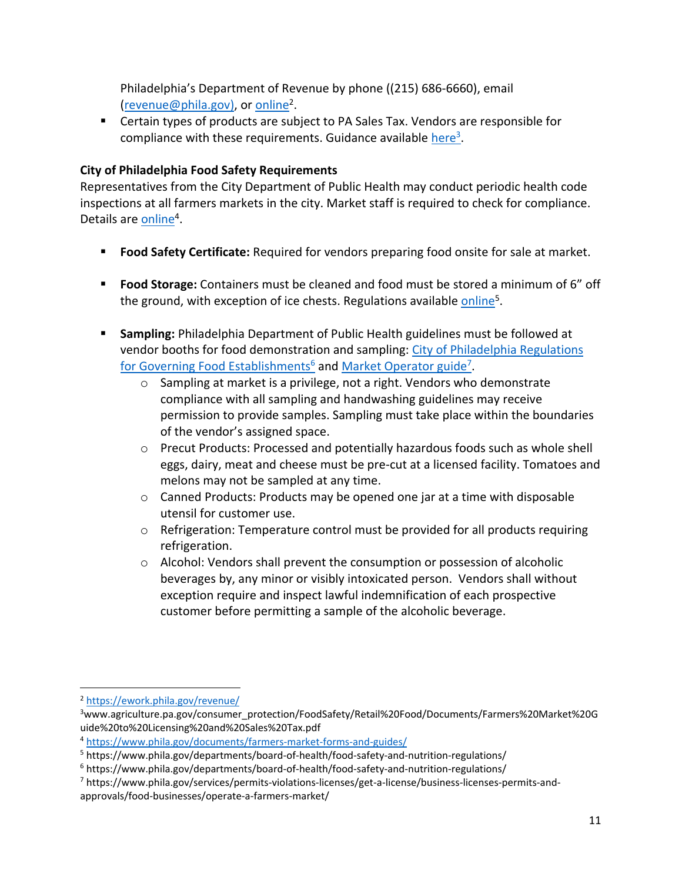Philadelphia's Department of Revenue by phone ((215) 686-6660), email (revenue@phila.gov), or online[2].

- Certain types of products are subject to PA Sales Tax. Vendors are responsible for compliance with these requirements. Guidance available here[3].

**City of Philadelphia Food Safety Requirements**

Representatives from the City Department of Public Health may conduct periodic health code inspections at all farmers markets in the city. Market staff is required to check for compliance. Details are online[4].

- **Food Safety Certificate:** Required for vendors preparing food onsite for sale at market.
- **Food Storage:** Containers must be cleaned and food must be stored a minimum of 6" off the ground, with exception of ice chests. Regulations available online[5].
- **Sampling:** Philadelphia Department of Public Health guidelines must be followed at vendor booths for food demonstration and sampling: City of Philadelphia Regulations for Governing Food Establishments[6] and Market Operator guide[7].
  - Sampling at market is a privilege, not a right. Vendors who demonstrate compliance with all sampling and handwashing guidelines may receive permission to provide samples. Sampling must take place within the boundaries of the vendor's assigned space.
  - Precut Products: Processed and potentially hazardous foods such as whole shell eggs, dairy, meat and cheese must be pre-cut at a licensed facility. Tomatoes and melons may not be sampled at any time.
  - Canned Products: Products may be opened one jar at a time with disposable utensil for customer use.
  - Refrigeration: Temperature control must be provided for all products requiring refrigeration.
  - Alcohol: Vendors shall prevent the consumption or possession of alcoholic beverages by, any minor or visibly intoxicated person. Vendors shall without exception require and inspect lawful indemnification of each prospective customer before permitting a sample of the alcoholic beverage.

---

[2] https://ework.phila.gov/revenue/

[3] www.agriculture.pa.gov/consumer_protection/FoodSafety/Retail%20Food/Documents/Farmers%20Market%20Guide%20to%20Licensing%20and%20Sales%20Tax.pdf

[4] https://www.phila.gov/documents/farmers-market-forms-and-guides/

[5] https://www.phila.gov/departments/board-of-health/food-safety-and-nutrition-regulations/

[6] https://www.phila.gov/departments/board-of-health/food-safety-and-nutrition-regulations/

[7] https://www.phila.gov/services/permits-violations-licenses/get-a-license/business-licenses-permits-and-approvals/food-businesses/operate-a-farmers-market/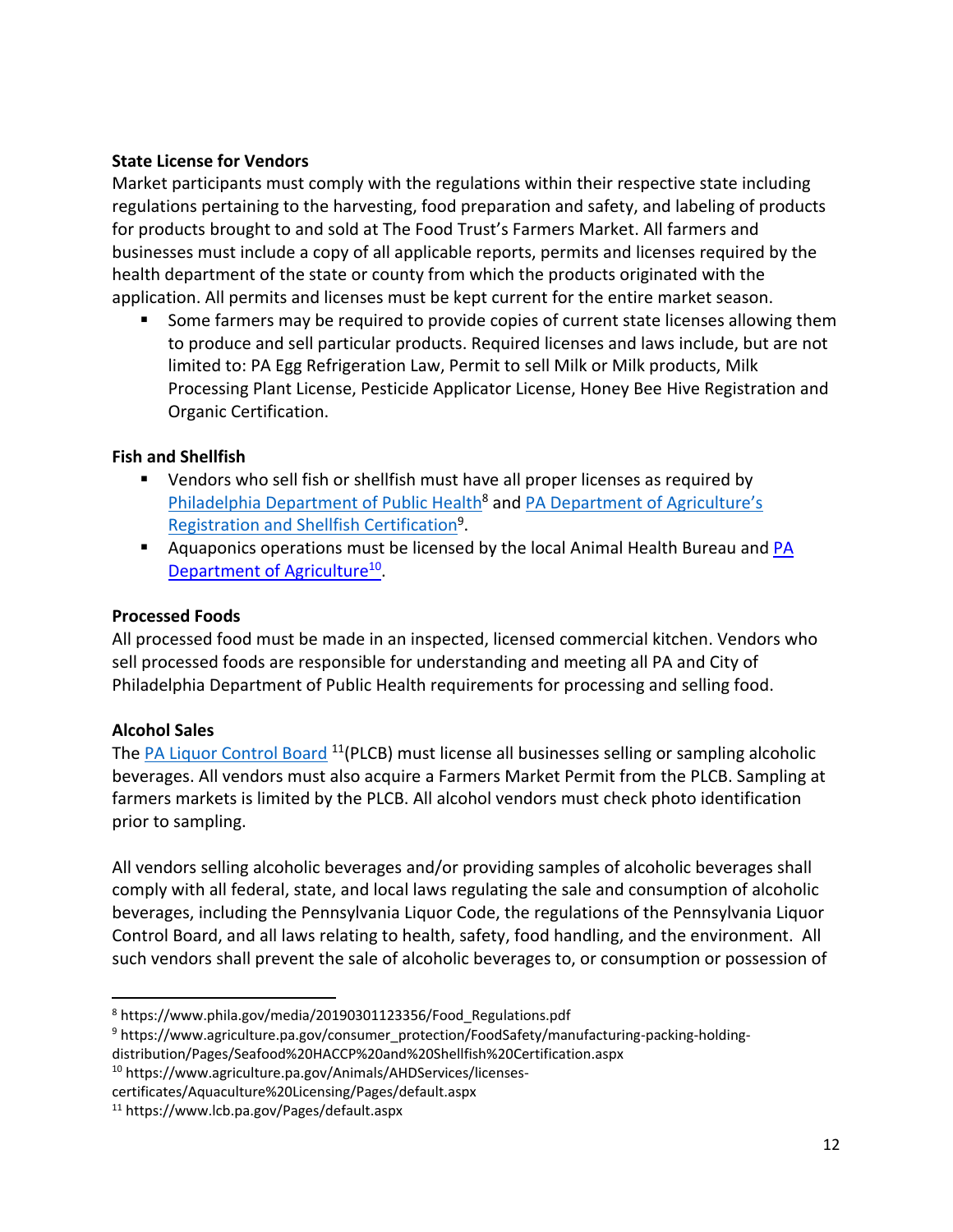**State License for Vendors**

Market participants must comply with the regulations within their respective state including regulations pertaining to the harvesting, food preparation and safety, and labeling of products for products brought to and sold at The Food Trust's Farmers Market. All farmers and businesses must include a copy of all applicable reports, permits and licenses required by the health department of the state or county from which the products originated with the application. All permits and licenses must be kept current for the entire market season.

- Some farmers may be required to provide copies of current state licenses allowing them to produce and sell particular products. Required licenses and laws include, but are not limited to: PA Egg Refrigeration Law, Permit to sell Milk or Milk products, Milk Processing Plant License, Pesticide Applicator License, Honey Bee Hive Registration and Organic Certification.

**Fish and Shellfish**

- Vendors who sell fish or shellfish must have all proper licenses as required by Philadelphia Department of Public Health[8] and PA Department of Agriculture's Registration and Shellfish Certification[9].
- Aquaponics operations must be licensed by the local Animal Health Bureau and PA Department of Agriculture[10].

**Processed Foods**

All processed food must be made in an inspected, licensed commercial kitchen. Vendors who sell processed foods are responsible for understanding and meeting all PA and City of Philadelphia Department of Public Health requirements for processing and selling food.

**Alcohol Sales**

The PA Liquor Control Board [11](PLCB) must license all businesses selling or sampling alcoholic beverages. All vendors must also acquire a Farmers Market Permit from the PLCB. Sampling at farmers markets is limited by the PLCB. All alcohol vendors must check photo identification prior to sampling.

All vendors selling alcoholic beverages and/or providing samples of alcoholic beverages shall comply with all federal, state, and local laws regulating the sale and consumption of alcoholic beverages, including the Pennsylvania Liquor Code, the regulations of the Pennsylvania Liquor Control Board, and all laws relating to health, safety, food handling, and the environment. All such vendors shall prevent the sale of alcoholic beverages to, or consumption or possession of

---

[8] https://www.phila.gov/media/20190301123356/Food_Regulations.pdf

[9] https://www.agriculture.pa.gov/consumer_protection/FoodSafety/manufacturing-packing-holding-distribution/Pages/Seafood%20HACCP%20and%20Shellfish%20Certification.aspx

[10] https://www.agriculture.pa.gov/Animals/AHDServices/licenses-certificates/Aquaculture%20Licensing/Pages/default.aspx

[11] https://www.lcb.pa.gov/Pages/default.aspx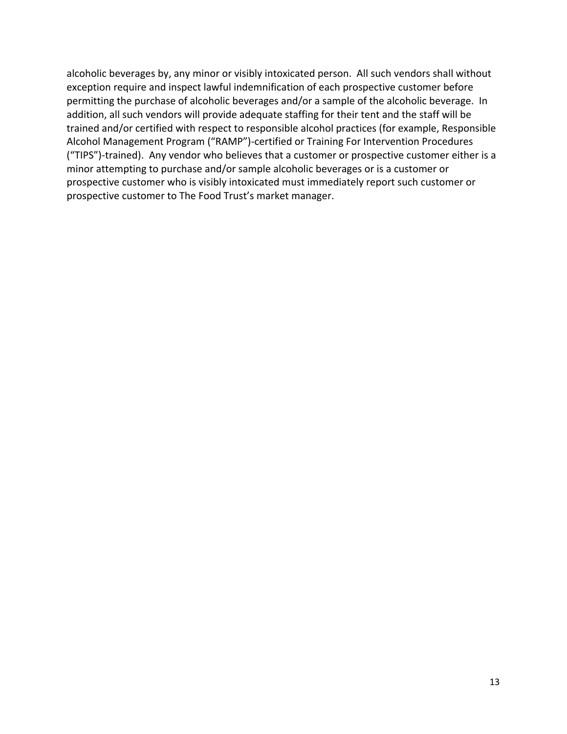alcoholic beverages by, any minor or visibly intoxicated person. All such vendors shall without exception require and inspect lawful indemnification of each prospective customer before permitting the purchase of alcoholic beverages and/or a sample of the alcoholic beverage. In addition, all such vendors will provide adequate staffing for their tent and the staff will be trained and/or certified with respect to responsible alcohol practices (for example, Responsible Alcohol Management Program ("RAMP")-certified or Training For Intervention Procedures ("TIPS")-trained). Any vendor who believes that a customer or prospective customer either is a minor attempting to purchase and/or sample alcoholic beverages or is a customer or prospective customer who is visibly intoxicated must immediately report such customer or prospective customer to The Food Trust's market manager.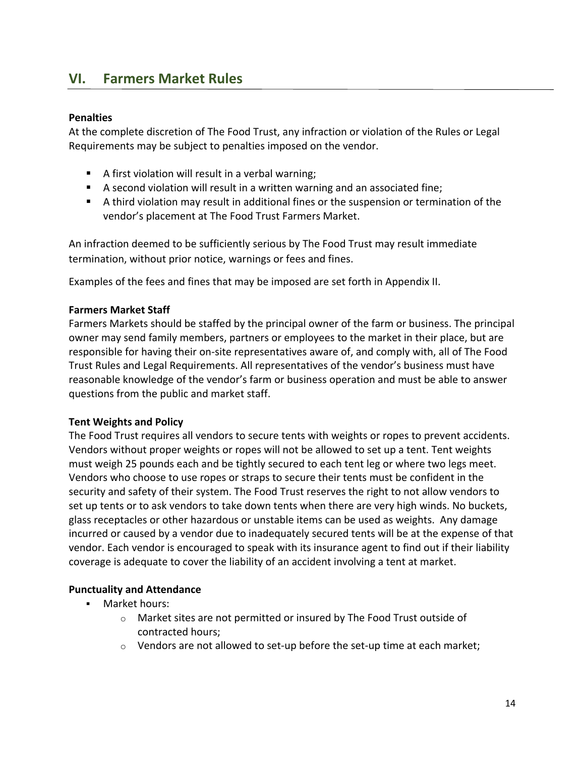## VI. Farmers Market Rules

**Penalties**
At the complete discretion of The Food Trust, any infraction or violation of the Rules or Legal Requirements may be subject to penalties imposed on the vendor.

- A first violation will result in a verbal warning;
- A second violation will result in a written warning and an associated fine;
- A third violation may result in additional fines or the suspension or termination of the vendor's placement at The Food Trust Farmers Market.

An infraction deemed to be sufficiently serious by The Food Trust may result immediate termination, without prior notice, warnings or fees and fines.

Examples of the fees and fines that may be imposed are set forth in Appendix II.

**Farmers Market Staff**
Farmers Markets should be staffed by the principal owner of the farm or business. The principal owner may send family members, partners or employees to the market in their place, but are responsible for having their on-site representatives aware of, and comply with, all of The Food Trust Rules and Legal Requirements. All representatives of the vendor's business must have reasonable knowledge of the vendor's farm or business operation and must be able to answer questions from the public and market staff.

**Tent Weights and Policy**
The Food Trust requires all vendors to secure tents with weights or ropes to prevent accidents. Vendors without proper weights or ropes will not be allowed to set up a tent. Tent weights must weigh 25 pounds each and be tightly secured to each tent leg or where two legs meet. Vendors who choose to use ropes or straps to secure their tents must be confident in the security and safety of their system. The Food Trust reserves the right to not allow vendors to set up tents or to ask vendors to take down tents when there are very high winds. No buckets, glass receptacles or other hazardous or unstable items can be used as weights. Any damage incurred or caused by a vendor due to inadequately secured tents will be at the expense of that vendor. Each vendor is encouraged to speak with its insurance agent to find out if their liability coverage is adequate to cover the liability of an accident involving a tent at market.

**Punctuality and Attendance**

- Market hours:
  - Market sites are not permitted or insured by The Food Trust outside of contracted hours;
  - Vendors are not allowed to set-up before the set-up time at each market;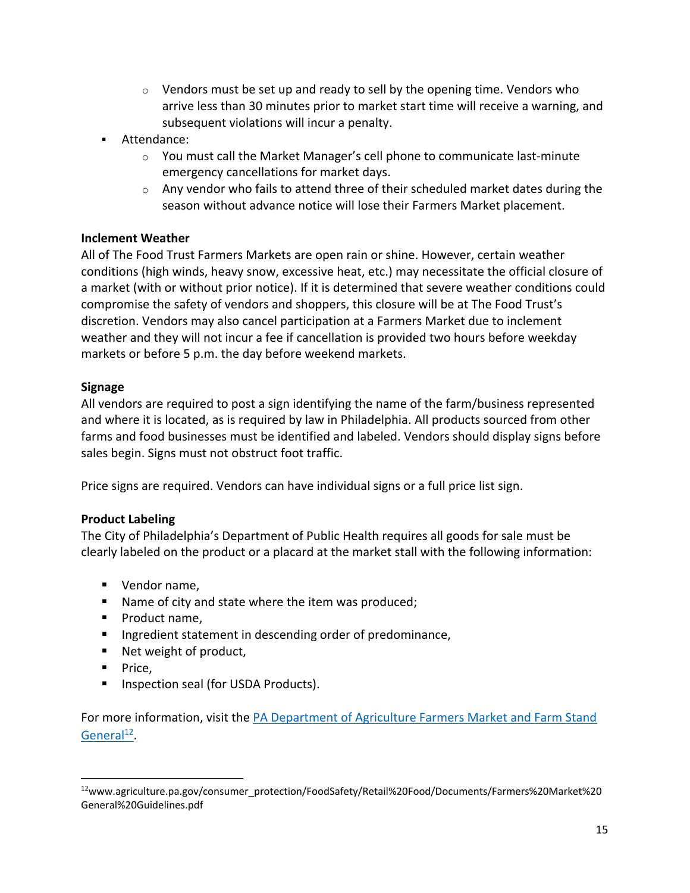- Vendors must be set up and ready to sell by the opening time. Vendors who arrive less than 30 minutes prior to market start time will receive a warning, and subsequent violations will incur a penalty.
- Attendance:
    - You must call the Market Manager's cell phone to communicate last-minute emergency cancellations for market days.
    - Any vendor who fails to attend three of their scheduled market dates during the season without advance notice will lose their Farmers Market placement.

**Inclement Weather**

All of The Food Trust Farmers Markets are open rain or shine. However, certain weather conditions (high winds, heavy snow, excessive heat, etc.) may necessitate the official closure of a market (with or without prior notice). If it is determined that severe weather conditions could compromise the safety of vendors and shoppers, this closure will be at The Food Trust's discretion. Vendors may also cancel participation at a Farmers Market due to inclement weather and they will not incur a fee if cancellation is provided two hours before weekday markets or before 5 p.m. the day before weekend markets.

**Signage**

All vendors are required to post a sign identifying the name of the farm/business represented and where it is located, as is required by law in Philadelphia. All products sourced from other farms and food businesses must be identified and labeled. Vendors should display signs before sales begin. Signs must not obstruct foot traffic.

Price signs are required. Vendors can have individual signs or a full price list sign.

**Product Labeling**

The City of Philadelphia's Department of Public Health requires all goods for sale must be clearly labeled on the product or a placard at the market stall with the following information:

- Vendor name,
- Name of city and state where the item was produced;
- Product name,
- Ingredient statement in descending order of predominance,
- Net weight of product,
- Price,
- Inspection seal (for USDA Products).

For more information, visit the PA Department of Agriculture Farmers Market and Farm Stand General[12].

[12] www.agriculture.pa.gov/consumer_protection/FoodSafety/Retail%20Food/Documents/Farmers%20Market%20General%20Guidelines.pdf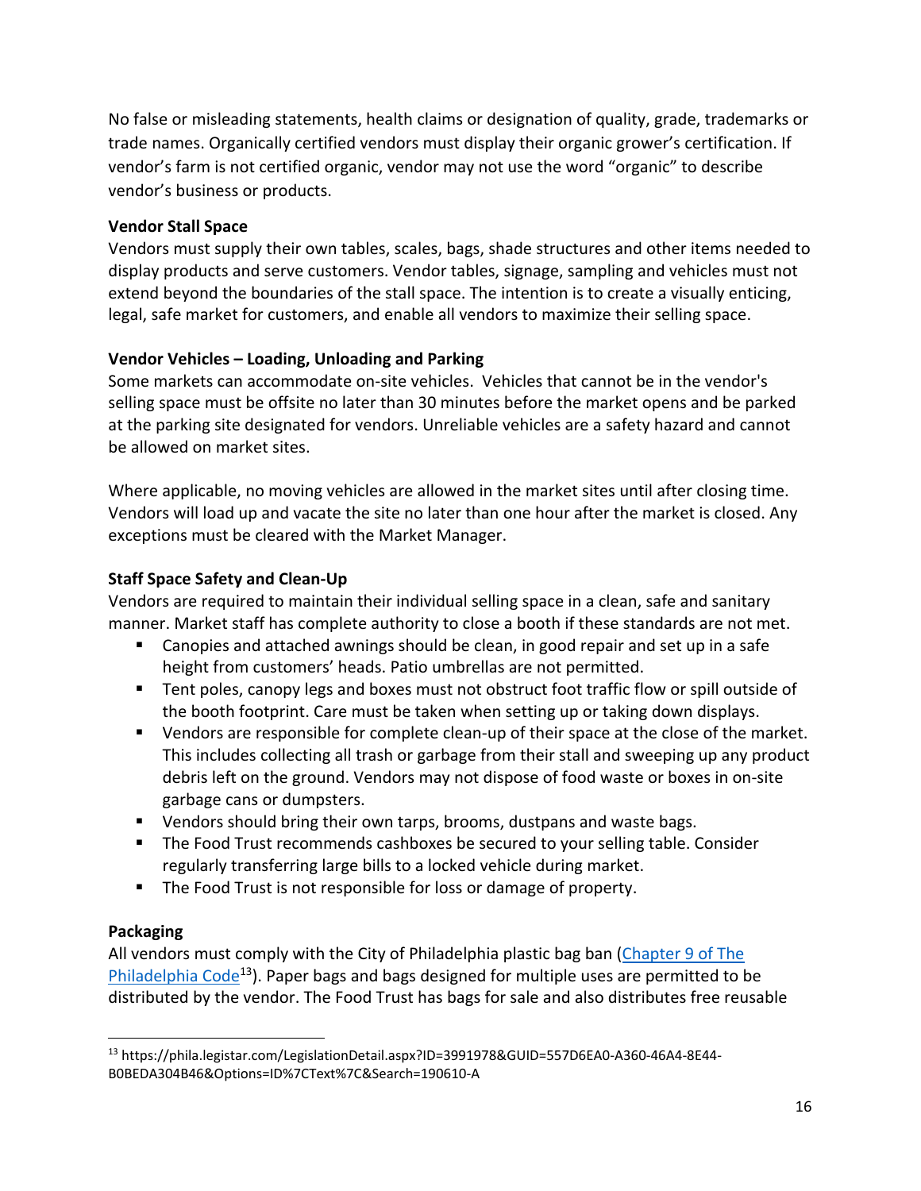No false or misleading statements, health claims or designation of quality, grade, trademarks or trade names. Organically certified vendors must display their organic grower's certification. If vendor's farm is not certified organic, vendor may not use the word "organic" to describe vendor's business or products.

**Vendor Stall Space**

Vendors must supply their own tables, scales, bags, shade structures and other items needed to display products and serve customers. Vendor tables, signage, sampling and vehicles must not extend beyond the boundaries of the stall space. The intention is to create a visually enticing, legal, safe market for customers, and enable all vendors to maximize their selling space.

**Vendor Vehicles – Loading, Unloading and Parking**

Some markets can accommodate on-site vehicles. Vehicles that cannot be in the vendor's selling space must be offsite no later than 30 minutes before the market opens and be parked at the parking site designated for vendors. Unreliable vehicles are a safety hazard and cannot be allowed on market sites.

Where applicable, no moving vehicles are allowed in the market sites until after closing time. Vendors will load up and vacate the site no later than one hour after the market is closed. Any exceptions must be cleared with the Market Manager.

**Staff Space Safety and Clean-Up**

Vendors are required to maintain their individual selling space in a clean, safe and sanitary manner. Market staff has complete authority to close a booth if these standards are not met.

- Canopies and attached awnings should be clean, in good repair and set up in a safe height from customers' heads. Patio umbrellas are not permitted.
- Tent poles, canopy legs and boxes must not obstruct foot traffic flow or spill outside of the booth footprint. Care must be taken when setting up or taking down displays.
- Vendors are responsible for complete clean-up of their space at the close of the market. This includes collecting all trash or garbage from their stall and sweeping up any product debris left on the ground. Vendors may not dispose of food waste or boxes in on-site garbage cans or dumpsters.
- Vendors should bring their own tarps, brooms, dustpans and waste bags.
- The Food Trust recommends cashboxes be secured to your selling table. Consider regularly transferring large bills to a locked vehicle during market.
- The Food Trust is not responsible for loss or damage of property.

**Packaging**

All vendors must comply with the City of Philadelphia plastic bag ban (Chapter 9 of The Philadelphia Code[13]). Paper bags and bags designed for multiple uses are permitted to be distributed by the vendor. The Food Trust has bags for sale and also distributes free reusable

---

[13] https://phila.legistar.com/LegislationDetail.aspx?ID=3991978&GUID=557D6EA0-A360-46A4-8E44-B0BEDA304B46&Options=ID%7CText%7C&Search=190610-A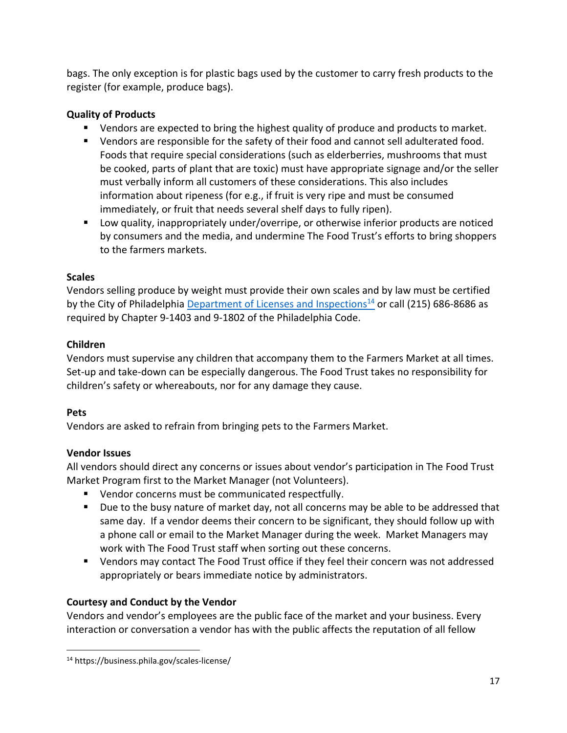bags. The only exception is for plastic bags used by the customer to carry fresh products to the register (for example, produce bags).

**Quality of Products**

- Vendors are expected to bring the highest quality of produce and products to market.
- Vendors are responsible for the safety of their food and cannot sell adulterated food. Foods that require special considerations (such as elderberries, mushrooms that must be cooked, parts of plant that are toxic) must have appropriate signage and/or the seller must verbally inform all customers of these considerations. This also includes information about ripeness (for e.g., if fruit is very ripe and must be consumed immediately, or fruit that needs several shelf days to fully ripen).
- Low quality, inappropriately under/overripe, or otherwise inferior products are noticed by consumers and the media, and undermine The Food Trust's efforts to bring shoppers to the farmers markets.

**Scales**

Vendors selling produce by weight must provide their own scales and by law must be certified by the City of Philadelphia Department of Licenses and Inspections[14] or call (215) 686-8686 as required by Chapter 9-1403 and 9-1802 of the Philadelphia Code.

**Children**

Vendors must supervise any children that accompany them to the Farmers Market at all times. Set-up and take-down can be especially dangerous. The Food Trust takes no responsibility for children's safety or whereabouts, nor for any damage they cause.

**Pets**

Vendors are asked to refrain from bringing pets to the Farmers Market.

**Vendor Issues**

All vendors should direct any concerns or issues about vendor's participation in The Food Trust Market Program first to the Market Manager (not Volunteers).

- Vendor concerns must be communicated respectfully.
- Due to the busy nature of market day, not all concerns may be able to be addressed that same day. If a vendor deems their concern to be significant, they should follow up with a phone call or email to the Market Manager during the week. Market Managers may work with The Food Trust staff when sorting out these concerns.
- Vendors may contact The Food Trust office if they feel their concern was not addressed appropriately or bears immediate notice by administrators.

**Courtesy and Conduct by the Vendor**

Vendors and vendor's employees are the public face of the market and your business. Every interaction or conversation a vendor has with the public affects the reputation of all fellow

[14] https://business.phila.gov/scales-license/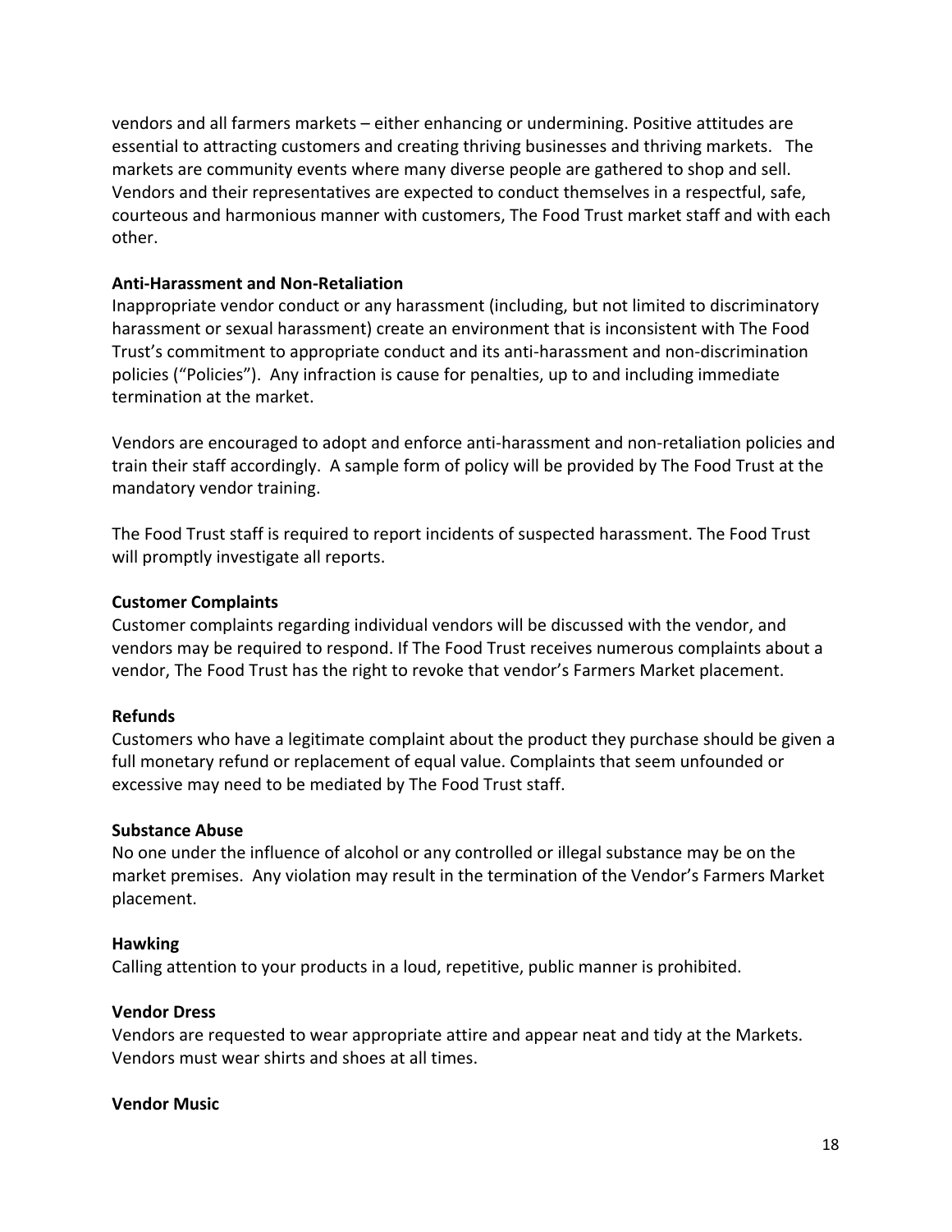vendors and all farmers markets – either enhancing or undermining. Positive attitudes are essential to attracting customers and creating thriving businesses and thriving markets. The markets are community events where many diverse people are gathered to shop and sell. Vendors and their representatives are expected to conduct themselves in a respectful, safe, courteous and harmonious manner with customers, The Food Trust market staff and with each other.

**Anti-Harassment and Non-Retaliation**

Inappropriate vendor conduct or any harassment (including, but not limited to discriminatory harassment or sexual harassment) create an environment that is inconsistent with The Food Trust's commitment to appropriate conduct and its anti-harassment and non-discrimination policies ("Policies"). Any infraction is cause for penalties, up to and including immediate termination at the market.

Vendors are encouraged to adopt and enforce anti-harassment and non-retaliation policies and train their staff accordingly. A sample form of policy will be provided by The Food Trust at the mandatory vendor training.

The Food Trust staff is required to report incidents of suspected harassment. The Food Trust will promptly investigate all reports.

**Customer Complaints**

Customer complaints regarding individual vendors will be discussed with the vendor, and vendors may be required to respond. If The Food Trust receives numerous complaints about a vendor, The Food Trust has the right to revoke that vendor's Farmers Market placement.

**Refunds**

Customers who have a legitimate complaint about the product they purchase should be given a full monetary refund or replacement of equal value. Complaints that seem unfounded or excessive may need to be mediated by The Food Trust staff.

**Substance Abuse**

No one under the influence of alcohol or any controlled or illegal substance may be on the market premises. Any violation may result in the termination of the Vendor's Farmers Market placement.

**Hawking**

Calling attention to your products in a loud, repetitive, public manner is prohibited.

**Vendor Dress**

Vendors are requested to wear appropriate attire and appear neat and tidy at the Markets. Vendors must wear shirts and shoes at all times.

**Vendor Music**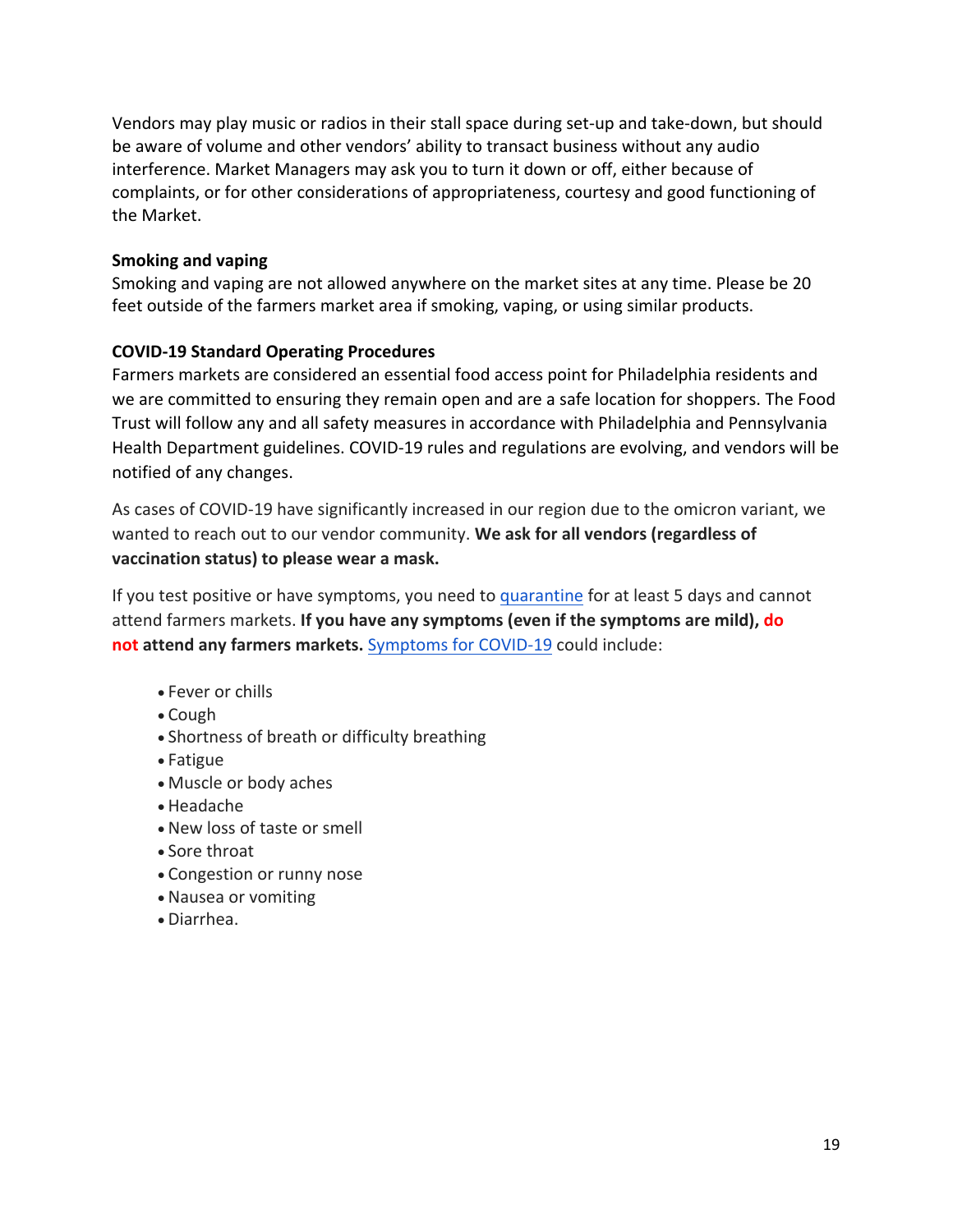Vendors may play music or radios in their stall space during set-up and take-down, but should be aware of volume and other vendors' ability to transact business without any audio interference. Market Managers may ask you to turn it down or off, either because of complaints, or for other considerations of appropriateness, courtesy and good functioning of the Market.

**Smoking and vaping**

Smoking and vaping are not allowed anywhere on the market sites at any time. Please be 20 feet outside of the farmers market area if smoking, vaping, or using similar products.

**COVID-19 Standard Operating Procedures**

Farmers markets are considered an essential food access point for Philadelphia residents and we are committed to ensuring they remain open and are a safe location for shoppers. The Food Trust will follow any and all safety measures in accordance with Philadelphia and Pennsylvania Health Department guidelines. COVID-19 rules and regulations are evolving, and vendors will be notified of any changes.

As cases of COVID-19 have significantly increased in our region due to the omicron variant, we wanted to reach out to our vendor community. **We ask for all vendors (regardless of vaccination status) to please wear a mask.**

If you test positive or have symptoms, you need to quarantine for at least 5 days and cannot attend farmers markets. **If you have any symptoms (even if the symptoms are mild), do not attend any farmers markets.** Symptoms for COVID-19 could include:

- Fever or chills
- Cough
- Shortness of breath or difficulty breathing
- Fatigue
- Muscle or body aches
- Headache
- New loss of taste or smell
- Sore throat
- Congestion or runny nose
- Nausea or vomiting
- Diarrhea.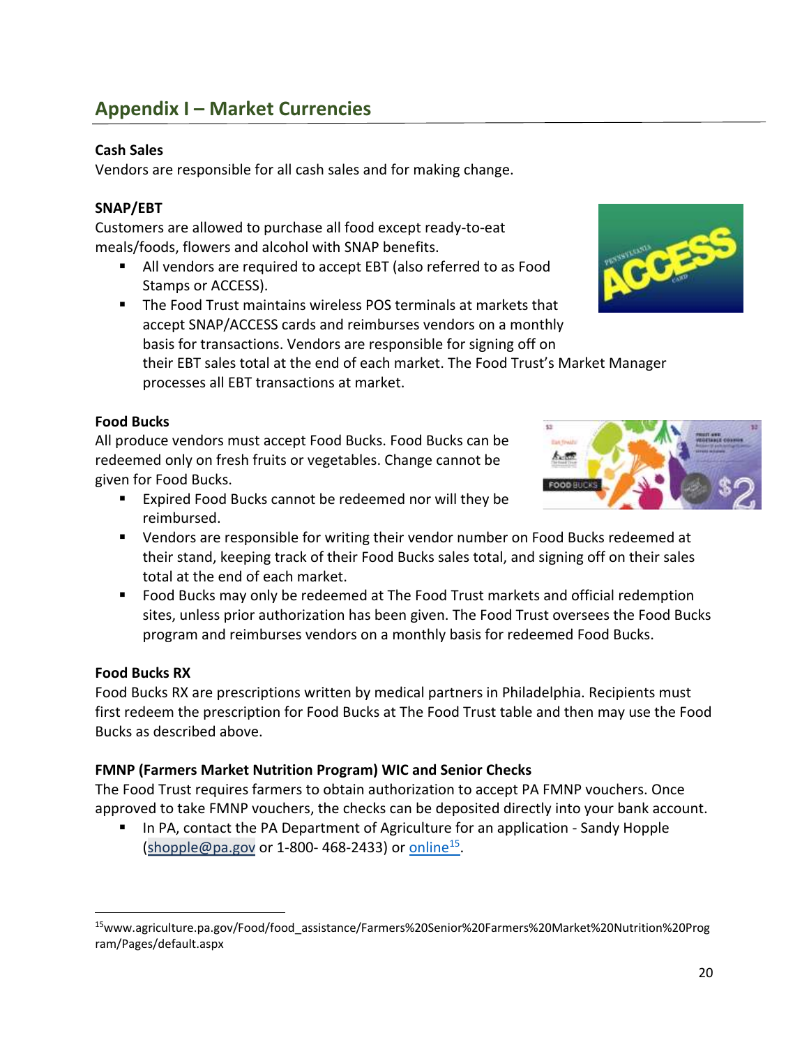## Appendix I – Market Currencies

**Cash Sales**

Vendors are responsible for all cash sales and for making change.

**SNAP/EBT**

Customers are allowed to purchase all food except ready-to-eat meals/foods, flowers and alcohol with SNAP benefits.

- All vendors are required to accept EBT (also referred to as Food Stamps or ACCESS).
- The Food Trust maintains wireless POS terminals at markets that accept SNAP/ACCESS cards and reimburses vendors on a monthly basis for transactions. Vendors are responsible for signing off on their EBT sales total at the end of each market. The Food Trust's Market Manager processes all EBT transactions at market.

**Food Bucks**

All produce vendors must accept Food Bucks. Food Bucks can be redeemed only on fresh fruits or vegetables. Change cannot be given for Food Bucks.

- Expired Food Bucks cannot be redeemed nor will they be reimbursed.
- Vendors are responsible for writing their vendor number on Food Bucks redeemed at their stand, keeping track of their Food Bucks sales total, and signing off on their sales total at the end of each market.
- Food Bucks may only be redeemed at The Food Trust markets and official redemption sites, unless prior authorization has been given. The Food Trust oversees the Food Bucks program and reimburses vendors on a monthly basis for redeemed Food Bucks.

**Food Bucks RX**

Food Bucks RX are prescriptions written by medical partners in Philadelphia. Recipients must first redeem the prescription for Food Bucks at The Food Trust table and then may use the Food Bucks as described above.

**FMNP (Farmers Market Nutrition Program) WIC and Senior Checks**

The Food Trust requires farmers to obtain authorization to accept PA FMNP vouchers. Once approved to take FMNP vouchers, the checks can be deposited directly into your bank account.

- In PA, contact the PA Department of Agriculture for an application - Sandy Hopple (shopple@pa.gov or 1-800- 468-2433) or online[15].

[15] www.agriculture.pa.gov/Food/food_assistance/Farmers%20Senior%20Farmers%20Market%20Nutrition%20Program/Pages/default.aspx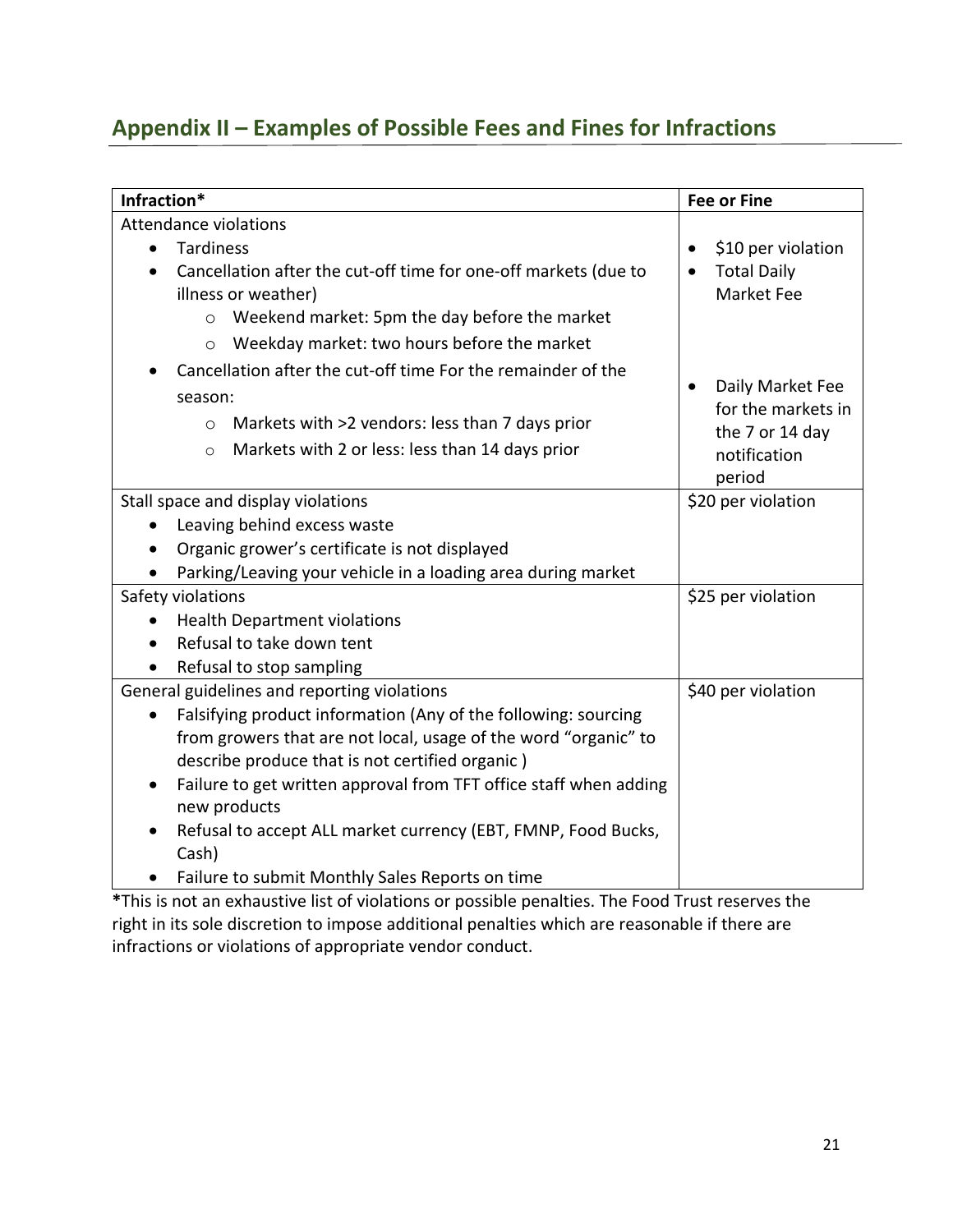## Appendix II – Examples of Possible Fees and Fines for Infractions

| Infraction* | Fee or Fine |
|---|---|
| Attendance violations<br>• Tardiness<br>• Cancellation after the cut-off time for one-off markets (due to illness or weather)<br>  ○ Weekend market: 5pm the day before the market<br>  ○ Weekday market: two hours before the market<br>• Cancellation after the cut-off time For the remainder of the season:<br>  ○ Markets with >2 vendors: less than 7 days prior<br>  ○ Markets with 2 or less: less than 14 days prior | • $10 per violation<br>• Total Daily Market Fee<br><br>• Daily Market Fee for the markets in the 7 or 14 day notification period |
| Stall space and display violations<br>• Leaving behind excess waste<br>• Organic grower's certificate is not displayed<br>• Parking/Leaving your vehicle in a loading area during market | $20 per violation |
| Safety violations<br>• Health Department violations<br>• Refusal to take down tent<br>• Refusal to stop sampling | $25 per violation |
| General guidelines and reporting violations<br>• Falsifying product information (Any of the following: sourcing from growers that are not local, usage of the word "organic" to describe produce that is not certified organic )<br>• Failure to get written approval from TFT office staff when adding new products<br>• Refusal to accept ALL market currency (EBT, FMNP, Food Bucks, Cash)<br>• Failure to submit Monthly Sales Reports on time | $40 per violation |

**\***This is not an exhaustive list of violations or possible penalties. The Food Trust reserves the right in its sole discretion to impose additional penalties which are reasonable if there are infractions or violations of appropriate vendor conduct.